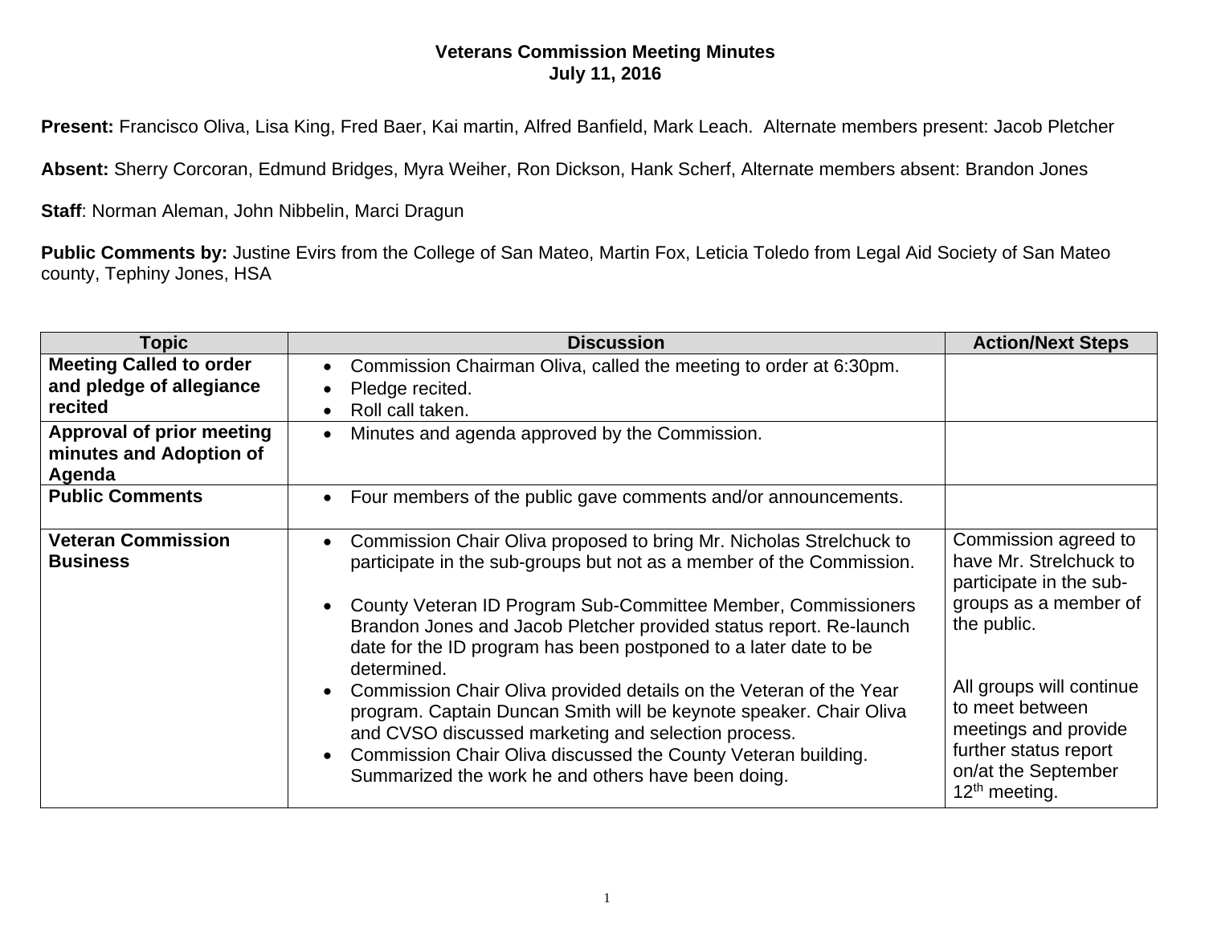**Veterans Commission Meeting Minutes**
**July 11, 2016**

**Present:** Francisco Oliva, Lisa King, Fred Baer, Kai martin, Alfred Banfield, Mark Leach. Alternate members present: Jacob Pletcher

**Absent:** Sherry Corcoran, Edmund Bridges, Myra Weiher, Ron Dickson, Hank Scherf, Alternate members absent: Brandon Jones

**Staff**: Norman Aleman, John Nibbelin, Marci Dragun

**Public Comments by:** Justine Evirs from the College of San Mateo, Martin Fox, Leticia Toledo from Legal Aid Society of San Mateo county, Tephiny Jones, HSA

| Topic | Discussion | Action/Next Steps |
|---|---|---|
| **Meeting Called to order and pledge of allegiance recited** | • Commission Chairman Oliva, called the meeting to order at 6:30pm.<br>• Pledge recited.<br>• Roll call taken. | |
| **Approval of prior meeting minutes and Adoption of Agenda** | • Minutes and agenda approved by the Commission. | |
| **Public Comments** | • Four members of the public gave comments and/or announcements. | |
| **Veteran Commission Business** | • Commission Chair Oliva proposed to bring Mr. Nicholas Strelchuck to participate in the sub-groups but not as a member of the Commission.<br>• County Veteran ID Program Sub-Committee Member, Commissioners Brandon Jones and Jacob Pletcher provided status report. Re-launch date for the ID program has been postponed to a later date to be determined.<br>• Commission Chair Oliva provided details on the Veteran of the Year program. Captain Duncan Smith will be keynote speaker. Chair Oliva and CVSO discussed marketing and selection process.<br>• Commission Chair Oliva discussed the County Veteran building. Summarized the work he and others have been doing. | Commission agreed to have Mr. Strelchuck to participate in the sub-groups as a member of the public.<br><br>All groups will continue to meet between meetings and provide further status report on/at the September 12th meeting. |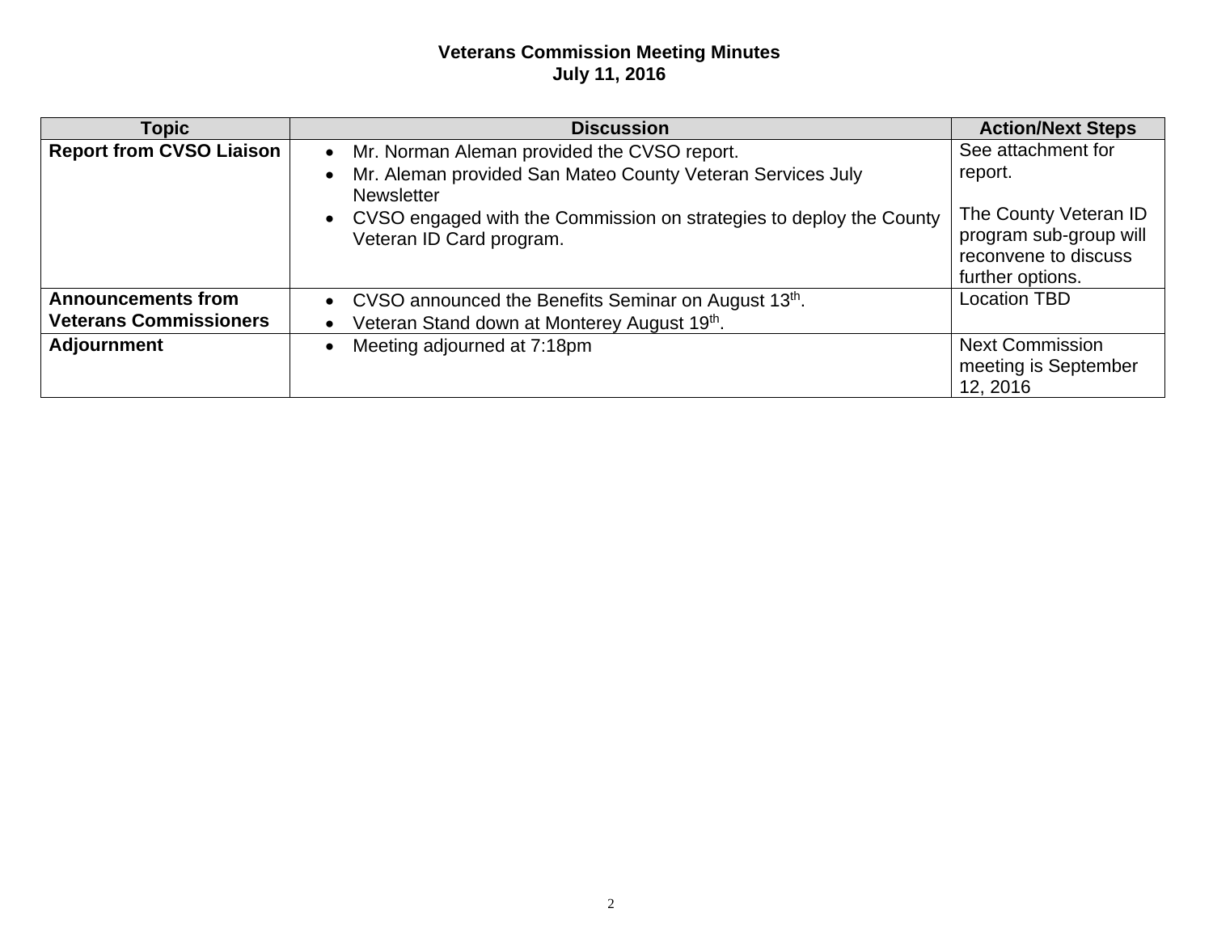**Veterans Commission Meeting Minutes**
**July 11, 2016**

| Topic | Discussion | Action/Next Steps |
|---|---|---|
| **Report from CVSO Liaison** | • Mr. Norman Aleman provided the CVSO report.<br>• Mr. Aleman provided San Mateo County Veteran Services July Newsletter<br>• CVSO engaged with the Commission on strategies to deploy the County Veteran ID Card program. | See attachment for report.<br><br>The County Veteran ID program sub-group will reconvene to discuss further options. |
| **Announcements from Veterans Commissioners** | • CVSO announced the Benefits Seminar on August 13th.<br>• Veteran Stand down at Monterey August 19th. | Location TBD |
| **Adjournment** | • Meeting adjourned at 7:18pm | Next Commission meeting is September 12, 2016 |